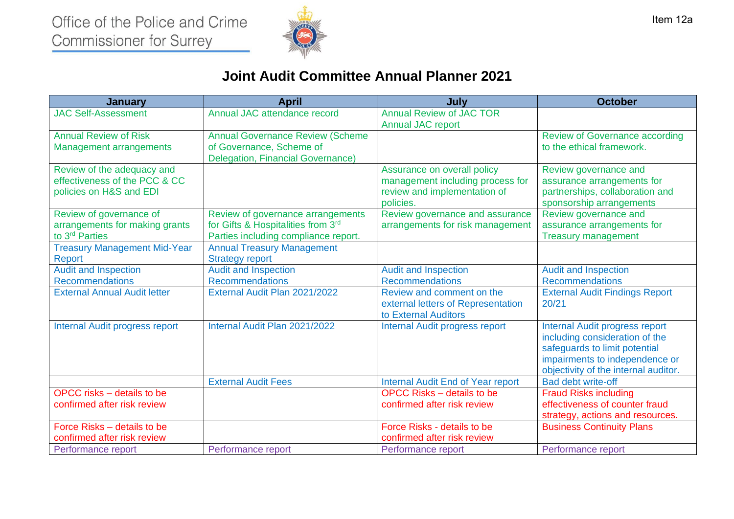Office of the Police and Crime Commissioner for Surrey

Item 12a

# Joint Audit Committee Annual Planner 2021

| January | April | July | October |
|---|---|---|---|
| JAC Self-Assessment | Annual JAC attendance record | Annual Review of JAC TOR<br>Annual JAC report | |
| Annual Review of Risk Management arrangements | Annual Governance Review (Scheme of Governance, Scheme of Delegation, Financial Governance) | | Review of Governance according to the ethical framework. |
| Review of the adequacy and effectiveness of the PCC & CC policies on H&S and EDI | | Assurance on overall policy management including process for review and implementation of policies. | Review governance and assurance arrangements for partnerships, collaboration and sponsorship arrangements |
| Review of governance of arrangements for making grants to 3rd Parties | Review of governance arrangements for Gifts & Hospitalities from 3rd Parties including compliance report. | Review governance and assurance arrangements for risk management | Review governance and assurance arrangements for Treasury management |
| Treasury Management Mid-Year Report | Annual Treasury Management Strategy report | | |
| Audit and Inspection Recommendations | Audit and Inspection Recommendations | Audit and Inspection Recommendations | Audit and Inspection Recommendations |
| External Annual Audit letter | External Audit Plan 2021/2022 | Review and comment on the external letters of Representation to External Auditors | External Audit Findings Report 20/21 |
| Internal Audit progress report | Internal Audit Plan 2021/2022 | Internal Audit progress report | Internal Audit progress report including consideration of the safeguards to limit potential impairments to independence or objectivity of the internal auditor. |
| | External Audit Fees | Internal Audit End of Year report | Bad debt write-off |
| OPCC risks – details to be confirmed after risk review | | OPCC Risks – details to be confirmed after risk review | Fraud Risks including effectiveness of counter fraud strategy, actions and resources. |
| Force Risks – details to be confirmed after risk review | | Force Risks - details to be confirmed after risk review | Business Continuity Plans |
| Performance report | Performance report | Performance report | Performance report |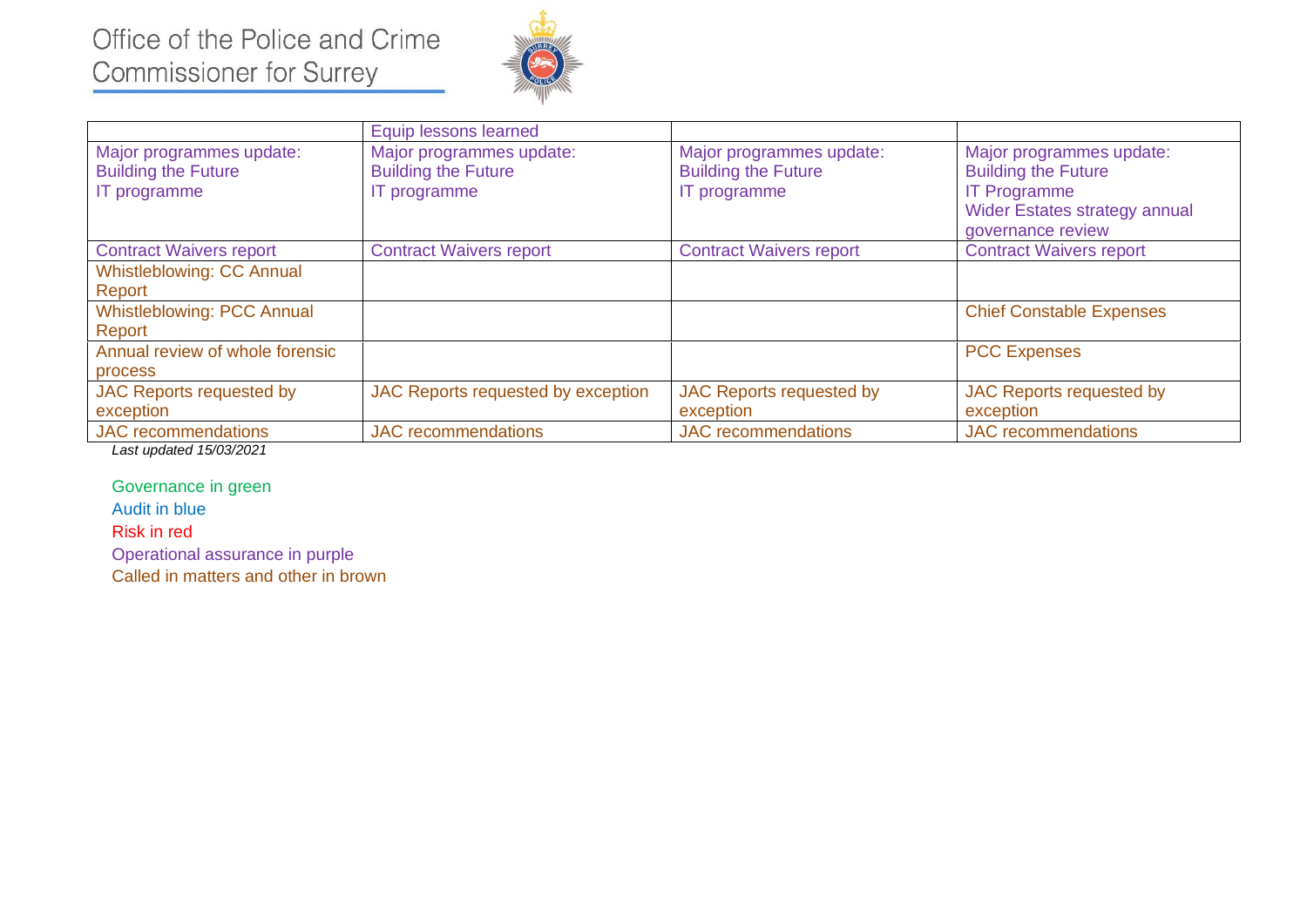# Office of the Police and Crime Commissioner for Surrey

| | | | |
|---|---|---|---|
| | Equip lessons learned | | |
| Major programmes update: Building the Future IT programme | Major programmes update: Building the Future IT programme | Major programmes update: Building the Future IT programme | Major programmes update: Building the Future IT Programme Wider Estates strategy annual governance review |
| Contract Waivers report | Contract Waivers report | Contract Waivers report | Contract Waivers report |
| Whistleblowing: CC Annual Report | | | |
| Whistleblowing: PCC Annual Report | | | Chief Constable Expenses |
| Annual review of whole forensic process | | | PCC Expenses |
| JAC Reports requested by exception | JAC Reports requested by exception | JAC Reports requested by exception | JAC Reports requested by exception |
| JAC recommendations | JAC recommendations | JAC recommendations | JAC recommendations |

*Last updated 15/03/2021*

Governance in green

Audit in blue

Risk in red

Operational assurance in purple

Called in matters and other in brown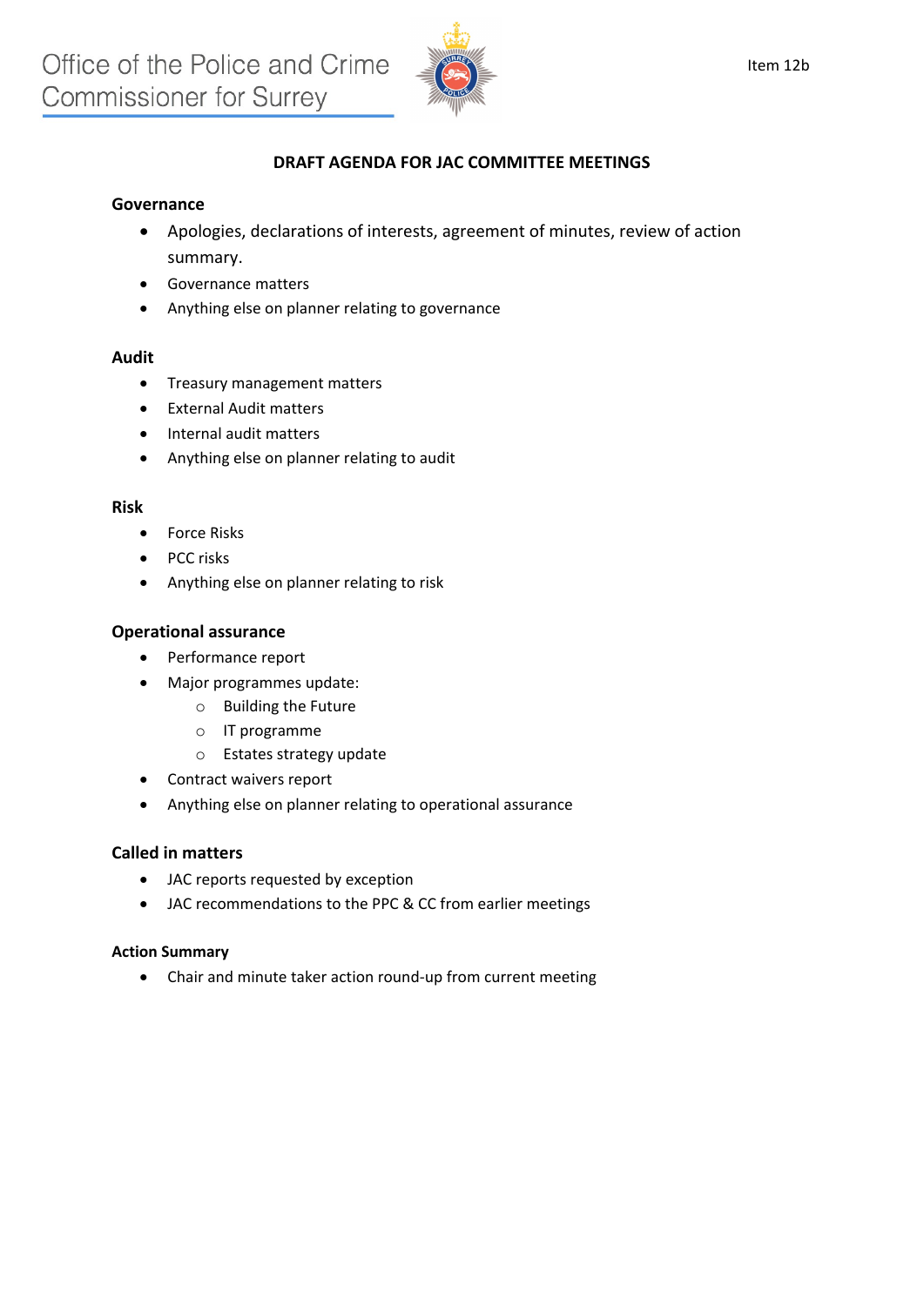Office of the Police and Crime Commissioner for Surrey

Item 12b

# DRAFT AGENDA FOR JAC COMMITTEE MEETINGS

## Governance

- Apologies, declarations of interests, agreement of minutes, review of action summary.
- Governance matters
- Anything else on planner relating to governance

## Audit

- Treasury management matters
- External Audit matters
- Internal audit matters
- Anything else on planner relating to audit

## Risk

- Force Risks
- PCC risks
- Anything else on planner relating to risk

## Operational assurance

- Performance report
- Major programmes update:
  - Building the Future
  - IT programme
  - Estates strategy update
- Contract waivers report
- Anything else on planner relating to operational assurance

## Called in matters

- JAC reports requested by exception
- JAC recommendations to the PPC & CC from earlier meetings

## Action Summary

- Chair and minute taker action round-up from current meeting